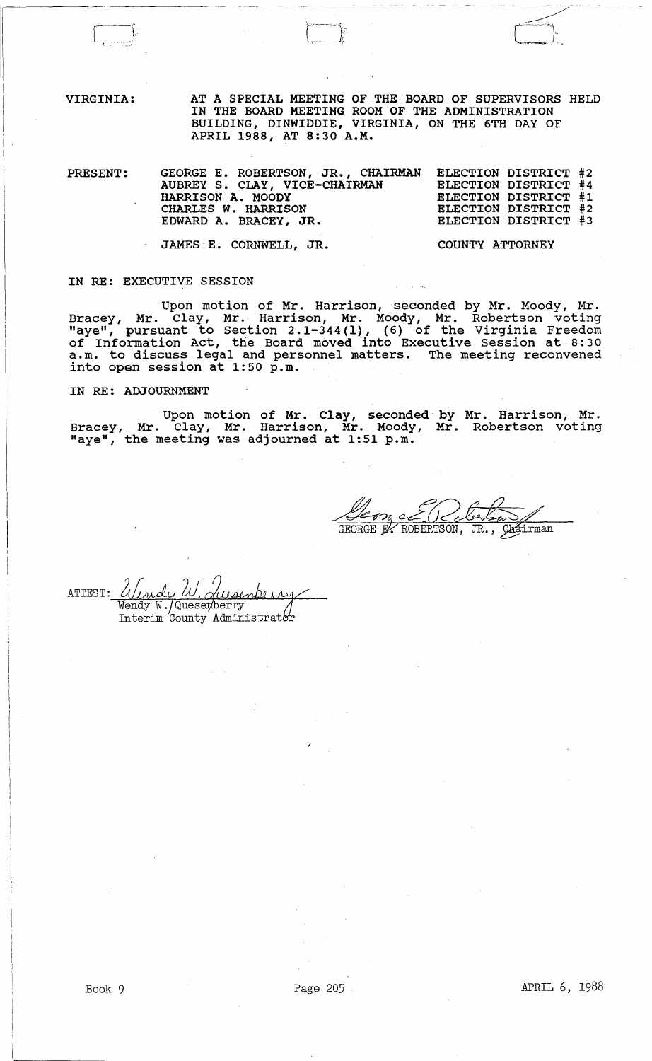VIRGINIA: AT A SPECIAL MEETING OF THE BOARD OF SUPERVISORS HELD IN THE BOARD MEETING ROOM OF THE ADMINISTRATION BUILDING, DINWIDDIE, VIRGINIA, ON THE 6TH DAY OF APRIL 1988, AT 8:30 A.M.

| PRESENT: | | |
|---|---|---|
| | GEORGE E. ROBERTSON, JR., CHAIRMAN | ELECTION DISTRICT #2 |
| | AUBREY S. CLAY, VICE-CHAIRMAN | ELECTION DISTRICT #4 |
| | HARRISON A. MOODY | ELECTION DISTRICT #1 |
| | CHARLES W. HARRISON | ELECTION DISTRICT #2 |
| | EDWARD A. BRACEY, JR. | ELECTION DISTRICT #3 |
| | JAMES E. CORNWELL, JR. | COUNTY ATTORNEY |

IN RE: EXECUTIVE SESSION

Upon motion of Mr. Harrison, seconded by Mr. Moody, Mr. Bracey, Mr. Clay, Mr. Harrison, Mr. Moody, Mr. Robertson voting "aye", pursuant to Section 2.1-344(1), (6) of the Virginia Freedom of Information Act, the Board moved into Executive Session at 8:30 a.m. to discuss legal and personnel matters. The meeting reconvened into open session at 1:50 p.m.

IN RE: ADJOURNMENT

Upon motion of Mr. Clay, seconded by Mr. Harrison, Mr. Bracey, Mr. Clay, Mr. Harrison, Mr. Moody, Mr. Robertson voting "aye", the meeting was adjourned at 1:51 p.m.

GEORGE E. ROBERTSON, JR., Chairman

ATTEST: Wendy W. Quesenberry
Interim County Administrator

Book 9 Page 205 APRIL 6, 1988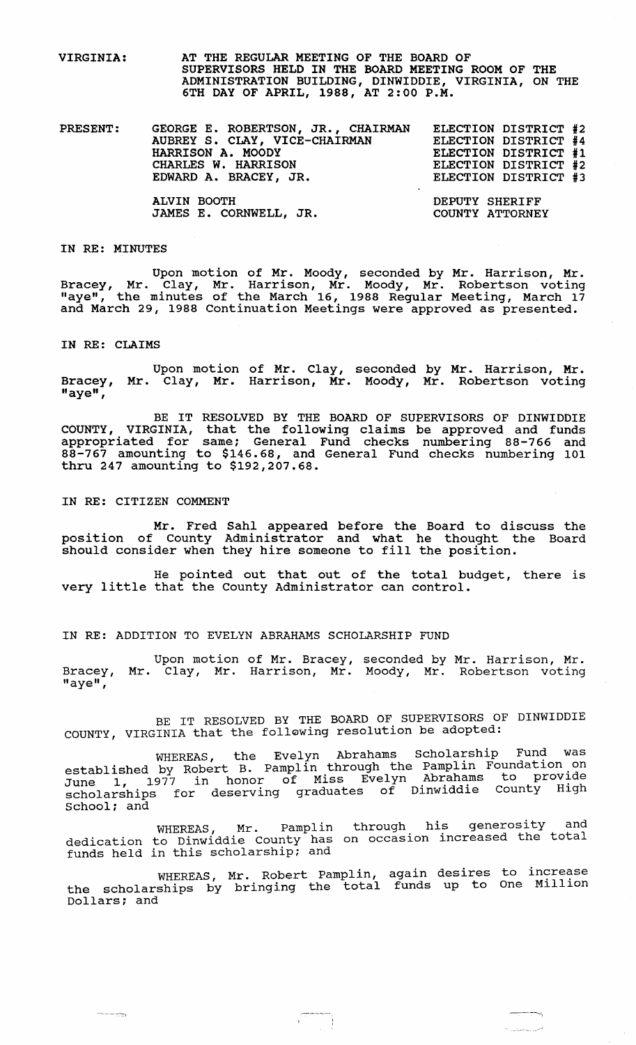VIRGINIA: AT THE REGULAR MEETING OF THE BOARD OF SUPERVISORS HELD IN THE BOARD MEETING ROOM OF THE ADMINISTRATION BUILDING, DINWIDDIE, VIRGINIA, ON THE 6TH DAY OF APRIL, 1988, AT 2:00 P.M.

| PRESENT: | | |
|---|---|---|
| | GEORGE E. ROBERTSON, JR., CHAIRMAN | ELECTION DISTRICT #2 |
| | AUBREY S. CLAY, VICE-CHAIRMAN | ELECTION DISTRICT #4 |
| | HARRISON A. MOODY | ELECTION DISTRICT #1 |
| | CHARLES W. HARRISON | ELECTION DISTRICT #2 |
| | EDWARD A. BRACEY, JR. | ELECTION DISTRICT #3 |
| | ALVIN BOOTH | DEPUTY SHERIFF |
| | JAMES E. CORNWELL, JR. | COUNTY ATTORNEY |

IN RE: MINUTES

Upon motion of Mr. Moody, seconded by Mr. Harrison, Mr. Bracey, Mr. Clay, Mr. Harrison, Mr. Moody, Mr. Robertson voting "aye", the minutes of the March 16, 1988 Regular Meeting, March 17 and March 29, 1988 Continuation Meetings were approved as presented.

IN RE: CLAIMS

Upon motion of Mr. Clay, seconded by Mr. Harrison, Mr. Bracey, Mr. Clay, Mr. Harrison, Mr. Moody, Mr. Robertson voting "aye",

BE IT RESOLVED BY THE BOARD OF SUPERVISORS OF DINWIDDIE COUNTY, VIRGINIA, that the following claims be approved and funds appropriated for same; General Fund checks numbering 88-766 and 88-767 amounting to $146.68, and General Fund checks numbering 101 thru 247 amounting to $192,207.68.

IN RE: CITIZEN COMMENT

Mr. Fred Sahl appeared before the Board to discuss the position of County Administrator and what he thought the Board should consider when they hire someone to fill the position.

He pointed out that out of the total budget, there is very little that the County Administrator can control.

IN RE: ADDITION TO EVELYN ABRAHAMS SCHOLARSHIP FUND

Upon motion of Mr. Bracey, seconded by Mr. Harrison, Mr. Bracey, Mr. Clay, Mr. Harrison, Mr. Moody, Mr. Robertson voting "aye",

BE IT RESOLVED BY THE BOARD OF SUPERVISORS OF DINWIDDIE COUNTY, VIRGINIA that the following resolution be adopted:

WHEREAS, the Evelyn Abrahams Scholarship Fund was established by Robert B. Pamplin through the Pamplin Foundation on June 1, 1977 in honor of Miss Evelyn Abrahams to provide scholarships for deserving graduates of Dinwiddie County High School; and

WHEREAS, Mr. Pamplin through his generosity and dedication to Dinwiddie County has on occasion increased the total funds held in this scholarship; and

WHEREAS, Mr. Robert Pamplin, again desires to increase the scholarships by bringing the total funds up to One Million Dollars; and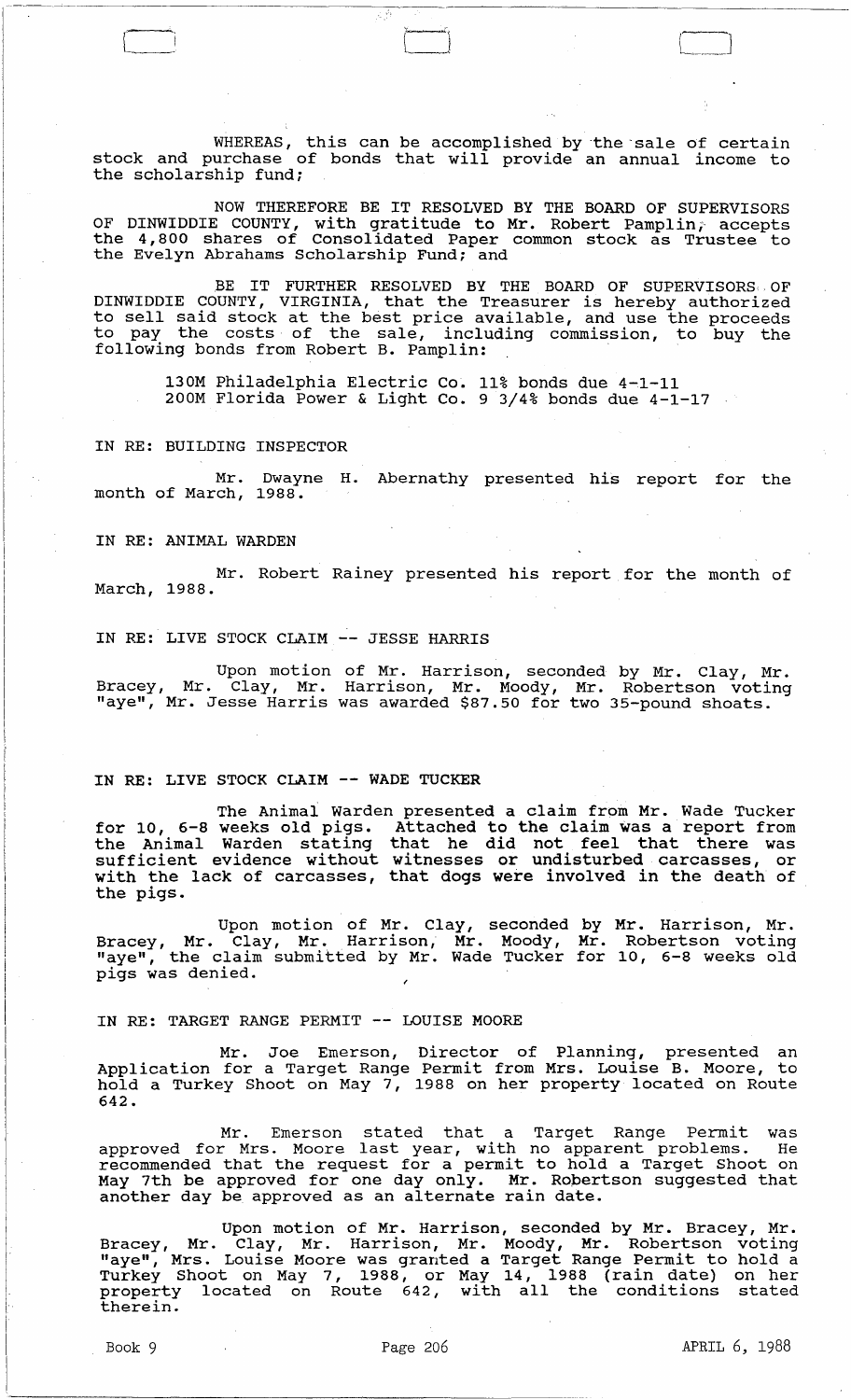WHEREAS, this can be accomplished by the sale of certain stock and purchase of bonds that will provide an annual income to the scholarship fund;

NOW THEREFORE BE IT RESOLVED BY THE BOARD OF SUPERVISORS OF DINWIDDIE COUNTY, with gratitude to Mr. Robert Pamplin, accepts the 4,800 shares of Consolidated Paper common stock as Trustee to the Evelyn Abrahams Scholarship Fund; and

BE IT FURTHER RESOLVED BY THE BOARD OF SUPERVISORS OF DINWIDDIE COUNTY, VIRGINIA, that the Treasurer is hereby authorized to sell said stock at the best price available, and use the proceeds to pay the costs of the sale, including commission, to buy the following bonds from Robert B. Pamplin:

130M Philadelphia Electric Co. 11% bonds due 4-1-11
200M Florida Power & Light Co. 9 3/4% bonds due 4-1-17

IN RE: BUILDING INSPECTOR

Mr. Dwayne H. Abernathy presented his report for the month of March, 1988.

IN RE: ANIMAL WARDEN

Mr. Robert Rainey presented his report for the month of March, 1988.

IN RE: LIVE STOCK CLAIM -- JESSE HARRIS

Upon motion of Mr. Harrison, seconded by Mr. Clay, Mr. Bracey, Mr. Clay, Mr. Harrison, Mr. Moody, Mr. Robertson voting "aye", Mr. Jesse Harris was awarded $87.50 for two 35-pound shoats.

IN RE: LIVE STOCK CLAIM -- WADE TUCKER

The Animal Warden presented a claim from Mr. Wade Tucker for 10, 6-8 weeks old pigs. Attached to the claim was a report from the Animal Warden stating that he did not feel that there was sufficient evidence without witnesses or undisturbed carcasses, or with the lack of carcasses, that dogs were involved in the death of the pigs.

Upon motion of Mr. Clay, seconded by Mr. Harrison, Mr. Bracey, Mr. Clay, Mr. Harrison, Mr. Moody, Mr. Robertson voting "aye", the claim submitted by Mr. Wade Tucker for 10, 6-8 weeks old pigs was denied.

IN RE: TARGET RANGE PERMIT -- LOUISE MOORE

Mr. Joe Emerson, Director of Planning, presented an Application for a Target Range Permit from Mrs. Louise B. Moore, to hold a Turkey Shoot on May 7, 1988 on her property located on Route 642.

Mr. Emerson stated that a Target Range Permit was approved for Mrs. Moore last year, with no apparent problems. He recommended that the request for a permit to hold a Target Shoot on May 7th be approved for one day only. Mr. Robertson suggested that another day be approved as an alternate rain date.

Upon motion of Mr. Harrison, seconded by Mr. Bracey, Mr. Bracey, Mr. Clay, Mr. Harrison, Mr. Moody, Mr. Robertson voting "aye", Mrs. Louise Moore was granted a Target Range Permit to hold a Turkey Shoot on May 7, 1988, or May 14, 1988 (rain date) on her property located on Route 642, with all the conditions stated therein.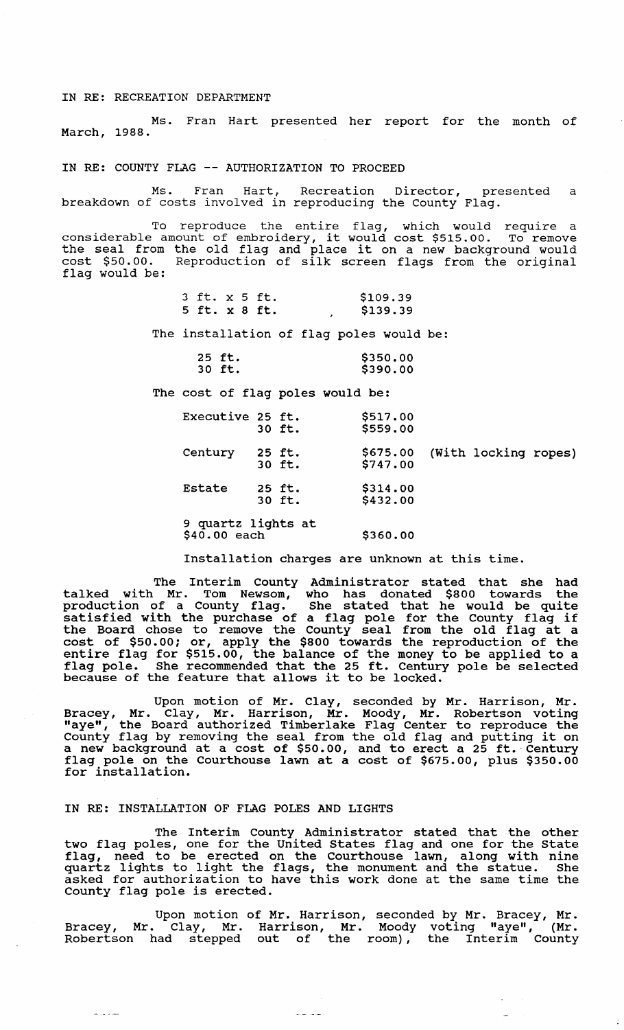IN RE: RECREATION DEPARTMENT

Ms. Fran Hart presented her report for the month of March, 1988.

IN RE: COUNTY FLAG -- AUTHORIZATION TO PROCEED

Ms. Fran Hart, Recreation Director, presented a breakdown of costs involved in reproducing the County Flag.

To reproduce the entire flag, which would require a considerable amount of embroidery, it would cost $515.00. To remove the seal from the old flag and place it on a new background would cost $50.00. Reproduction of silk screen flags from the original flag would be:

| | |
|---|---|
| 3 ft. x 5 ft. | $109.39 |
| 5 ft. x 8 ft. | $139.39 |

The installation of flag poles would be:

| | |
|---|---|
| 25 ft. | $350.00 |
| 30 ft. | $390.00 |

The cost of flag poles would be:

| | | | |
|---|---|---|---|
| Executive | 25 ft. | $517.00 | |
| | 30 ft. | $559.00 | |
| Century | 25 ft. | $675.00 | (With locking ropes) |
| | 30 ft. | $747.00 | |
| Estate | 25 ft. | $314.00 | |
| | 30 ft. | $432.00 | |
| 9 quartz lights at $40.00 each | | $360.00 | |

Installation charges are unknown at this time.

The Interim County Administrator stated that she had talked with Mr. Tom Newsom, who has donated $800 towards the production of a County flag. She stated that he would be quite satisfied with the purchase of a flag pole for the County flag if the Board chose to remove the County seal from the old flag at a cost of $50.00; or, apply the $800 towards the reproduction of the entire flag for $515.00, the balance of the money to be applied to a flag pole. She recommended that the 25 ft. Century pole be selected because of the feature that allows it to be locked.

Upon motion of Mr. Clay, seconded by Mr. Harrison, Mr. Bracey, Mr. Clay, Mr. Harrison, Mr. Moody, Mr. Robertson voting "aye", the Board authorized Timberlake Flag Center to reproduce the County flag by removing the seal from the old flag and putting it on a new background at a cost of $50.00, and to erect a 25 ft. Century flag pole on the Courthouse lawn at a cost of $675.00, plus $350.00 for installation.

IN RE: INSTALLATION OF FLAG POLES AND LIGHTS

The Interim County Administrator stated that the other two flag poles, one for the United States flag and one for the State flag, need to be erected on the Courthouse lawn, along with nine quartz lights to light the flags, the monument and the statue. She asked for authorization to have this work done at the same time the County flag pole is erected.

Upon motion of Mr. Harrison, seconded by Mr. Bracey, Mr. Bracey, Mr. Clay, Mr. Harrison, Mr. Moody voting "aye", (Mr. Robertson had stepped out of the room), the Interim County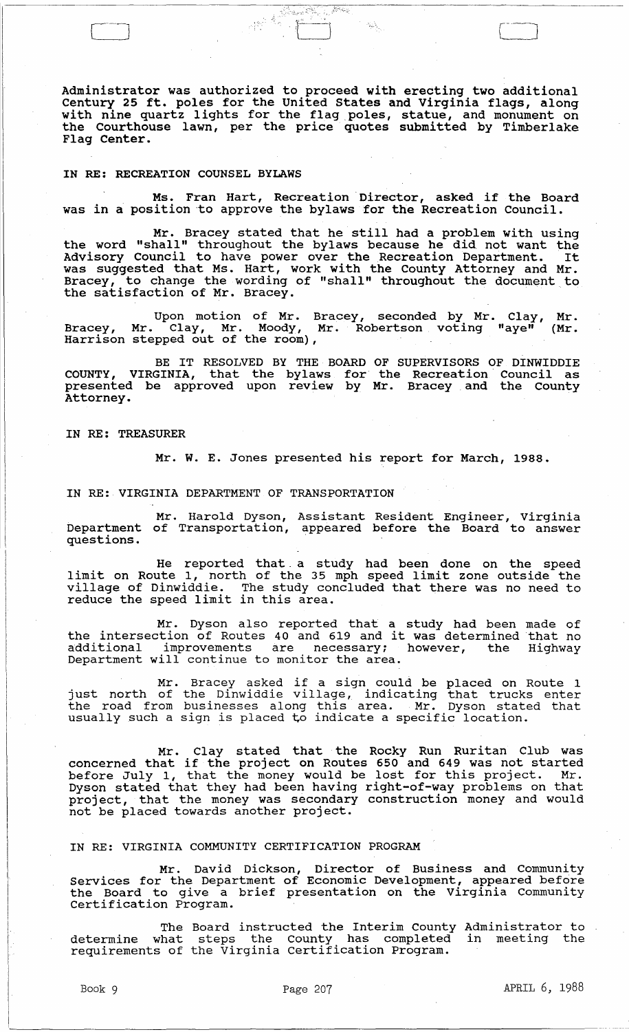Administrator was authorized to proceed with erecting two additional Century 25 ft. poles for the United States and Virginia flags, along with nine quartz lights for the flag poles, statue, and monument on the Courthouse lawn, per the price quotes submitted by Timberlake Flag Center.

IN RE: RECREATION COUNSEL BYLAWS

Ms. Fran Hart, Recreation Director, asked if the Board was in a position to approve the bylaws for the Recreation Council.

Mr. Bracey stated that he still had a problem with using the word "shall" throughout the bylaws because he did not want the Advisory Council to have power over the Recreation Department. It was suggested that Ms. Hart, work with the County Attorney and Mr. Bracey, to change the wording of "shall" throughout the document to the satisfaction of Mr. Bracey.

Upon motion of Mr. Bracey, seconded by Mr. Clay, Mr. Bracey, Mr. Clay, Mr. Moody, Mr. Robertson voting "aye" (Mr. Harrison stepped out of the room),

BE IT RESOLVED BY THE BOARD OF SUPERVISORS OF DINWIDDIE COUNTY, VIRGINIA, that the bylaws for the Recreation Council as presented be approved upon review by Mr. Bracey and the County Attorney.

IN RE: TREASURER

Mr. W. E. Jones presented his report for March, 1988.

IN RE: VIRGINIA DEPARTMENT OF TRANSPORTATION

Mr. Harold Dyson, Assistant Resident Engineer, Virginia Department of Transportation, appeared before the Board to answer questions.

He reported that a study had been done on the speed limit on Route 1, north of the 35 mph speed limit zone outside the village of Dinwiddie. The study concluded that there was no need to reduce the speed limit in this area.

Mr. Dyson also reported that a study had been made of the intersection of Routes 40 and 619 and it was determined that no additional improvements are necessary; however, the Highway Department will continue to monitor the area.

Mr. Bracey asked if a sign could be placed on Route 1 just north of the Dinwiddie village, indicating that trucks enter the road from businesses along this area. Mr. Dyson stated that usually such a sign is placed to indicate a specific location.

Mr. Clay stated that the Rocky Run Ruritan Club was concerned that if the project on Routes 650 and 649 was not started before July 1, that the money would be lost for this project. Mr. Dyson stated that they had been having right-of-way problems on that project, that the money was secondary construction money and would not be placed towards another project.

IN RE: VIRGINIA COMMUNITY CERTIFICATION PROGRAM

Mr. David Dickson, Director of Business and Community Services for the Department of Economic Development, appeared before the Board to give a brief presentation on the Virginia Community Certification Program.

The Board instructed the Interim County Administrator to determine what steps the County has completed in meeting the requirements of the Virginia Certification Program.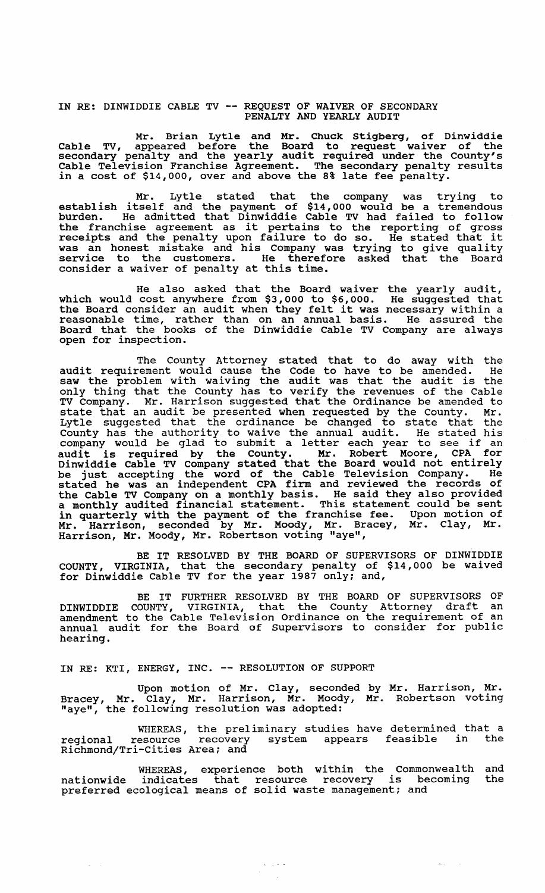IN RE: DINWIDDIE CABLE TV -- REQUEST OF WAIVER OF SECONDARY PENALTY AND YEARLY AUDIT

Mr. Brian Lytle and Mr. Chuck Stigberg, of Dinwiddie Cable TV, appeared before the Board to request waiver of the secondary penalty and the yearly audit required under the County's Cable Television Franchise Agreement. The secondary penalty results in a cost of $14,000, over and above the 8% late fee penalty.

Mr. Lytle stated that the company was trying to establish itself and the payment of $14,000 would be a tremendous burden. He admitted that Dinwiddie Cable TV had failed to follow the franchise agreement as it pertains to the reporting of gross receipts and the penalty upon failure to do so. He stated that it was an honest mistake and his Company was trying to give quality service to the customers. He therefore asked that the Board consider a waiver of penalty at this time.

He also asked that the Board waiver the yearly audit, which would cost anywhere from $3,000 to $6,000. He suggested that the Board consider an audit when they felt it was necessary within a reasonable time, rather than on an annual basis. He assured the Board that the books of the Dinwiddie Cable TV Company are always open for inspection.

The County Attorney stated that to do away with the audit requirement would cause the Code to have to be amended. He saw the problem with waiving the audit was that the audit is the only thing that the County has to verify the revenues of the Cable TV Company. Mr. Harrison suggested that the Ordinance be amended to state that an audit be presented when requested by the County. Mr. Lytle suggested that the ordinance be changed to state that the County has the authority to waive the annual audit. He stated his company would be glad to submit a letter each year to see if an audit is required by the County. Mr. Robert Moore, CPA for Dinwiddie Cable TV Company stated that the Board would not entirely be just accepting the word of the Cable Television Company. He stated he was an independent CPA firm and reviewed the records of the Cable TV Company on a monthly basis. He said they also provided a monthly audited financial statement. This statement could be sent in quarterly with the payment of the franchise fee. Upon motion of Mr. Harrison, seconded by Mr. Moody, Mr. Bracey, Mr. Clay, Mr. Harrison, Mr. Moody, Mr. Robertson voting "aye",

BE IT RESOLVED BY THE BOARD OF SUPERVISORS OF DINWIDDIE COUNTY, VIRGINIA, that the secondary penalty of $14,000 be waived for Dinwiddie Cable TV for the year 1987 only; and,

BE IT FURTHER RESOLVED BY THE BOARD OF SUPERVISORS OF DINWIDDIE COUNTY, VIRGINIA, that the County Attorney draft an amendment to the Cable Television Ordinance on the requirement of an annual audit for the Board of Supervisors to consider for public hearing.

IN RE: KTI, ENERGY, INC. -- RESOLUTION OF SUPPORT

Upon motion of Mr. Clay, seconded by Mr. Harrison, Mr. Bracey, Mr. Clay, Mr. Harrison, Mr. Moody, Mr. Robertson voting "aye", the following resolution was adopted:

WHEREAS, the preliminary studies have determined that a regional resource recovery system appears feasible in the Richmond/Tri-Cities Area; and

WHEREAS, experience both within the Commonwealth and nationwide indicates that resource recovery is becoming the preferred ecological means of solid waste management; and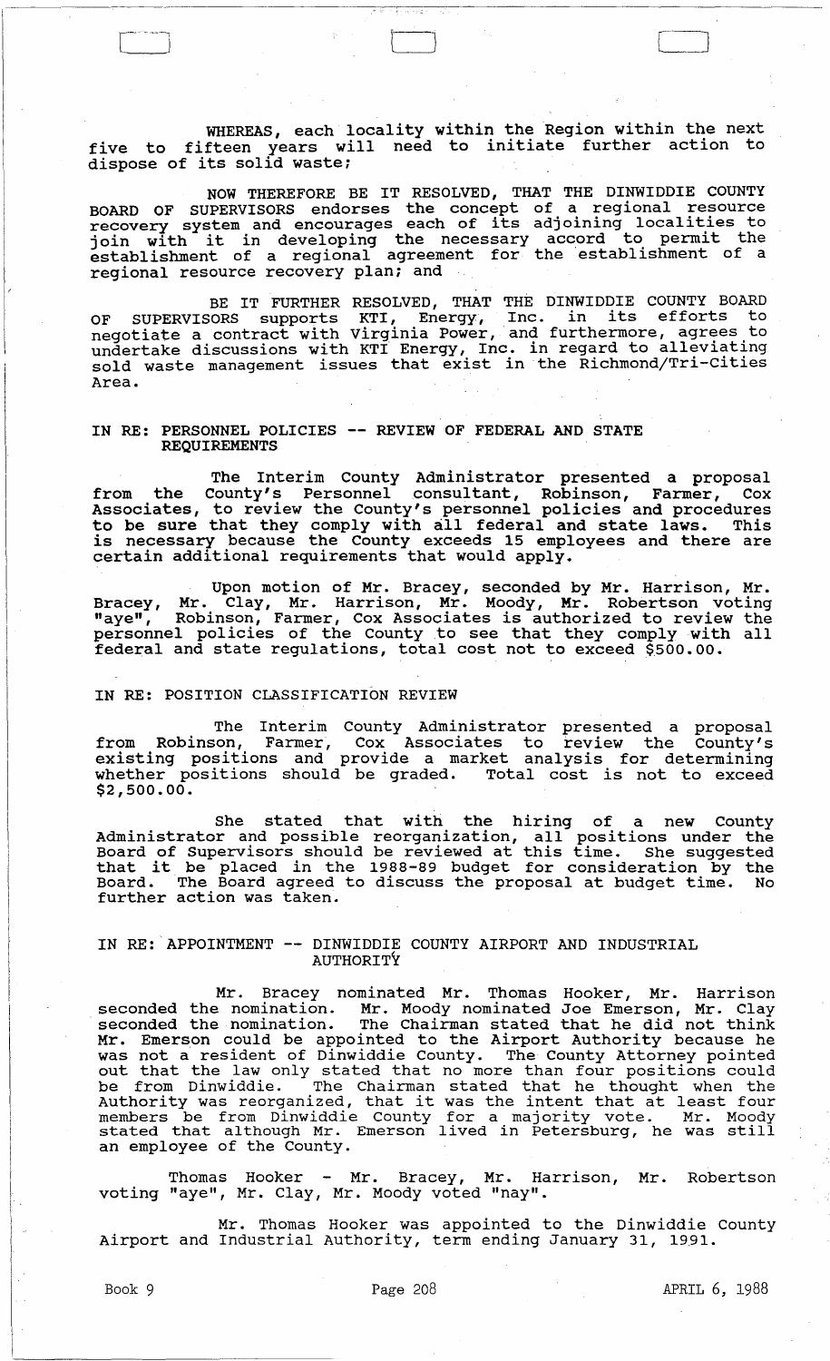WHEREAS, each locality within the Region within the next five to fifteen years will need to initiate further action to dispose of its solid waste;

NOW THEREFORE BE IT RESOLVED, THAT THE DINWIDDIE COUNTY BOARD OF SUPERVISORS endorses the concept of a regional resource recovery system and encourages each of its adjoining localities to join with it in developing the necessary accord to permit the establishment of a regional agreement for the establishment of a regional resource recovery plan; and

BE IT FURTHER RESOLVED, THAT THE DINWIDDIE COUNTY BOARD OF SUPERVISORS supports KTI, Energy, Inc. in its efforts to negotiate a contract with Virginia Power, and furthermore, agrees to undertake discussions with KTI Energy, Inc. in regard to alleviating sold waste management issues that exist in the Richmond/Tri-Cities Area.

## IN RE: PERSONNEL POLICIES -- REVIEW OF FEDERAL AND STATE REQUIREMENTS

The Interim County Administrator presented a proposal from the County's Personnel consultant, Robinson, Farmer, Cox Associates, to review the County's personnel policies and procedures to be sure that they comply with all federal and state laws. This is necessary because the County exceeds 15 employees and there are certain additional requirements that would apply.

Upon motion of Mr. Bracey, seconded by Mr. Harrison, Mr. Bracey, Mr. Clay, Mr. Harrison, Mr. Moody, Mr. Robertson voting "aye", Robinson, Farmer, Cox Associates is authorized to review the personnel policies of the County to see that they comply with all federal and state regulations, total cost not to exceed $500.00.

## IN RE: POSITION CLASSIFICATION REVIEW

The Interim County Administrator presented a proposal from Robinson, Farmer, Cox Associates to review the County's existing positions and provide a market analysis for determining whether positions should be graded. Total cost is not to exceed $2,500.00.

She stated that with the hiring of a new County Administrator and possible reorganization, all positions under the Board of Supervisors should be reviewed at this time. She suggested that it be placed in the 1988-89 budget for consideration by the Board. The Board agreed to discuss the proposal at budget time. No further action was taken.

## IN RE: APPOINTMENT -- DINWIDDIE COUNTY AIRPORT AND INDUSTRIAL AUTHORITY

Mr. Bracey nominated Mr. Thomas Hooker, Mr. Harrison seconded the nomination. Mr. Moody nominated Joe Emerson, Mr. Clay seconded the nomination. The Chairman stated that he did not think Mr. Emerson could be appointed to the Airport Authority because he was not a resident of Dinwiddie County. The County Attorney pointed out that the law only stated that no more than four positions could be from Dinwiddie. The Chairman stated that he thought when the Authority was reorganized, that it was the intent that at least four members be from Dinwiddie County for a majority vote. Mr. Moody stated that although Mr. Emerson lived in Petersburg, he was still an employee of the County.

Thomas Hooker - Mr. Bracey, Mr. Harrison, Mr. Robertson voting "aye", Mr. Clay, Mr. Moody voted "nay".

Mr. Thomas Hooker was appointed to the Dinwiddie County Airport and Industrial Authority, term ending January 31, 1991.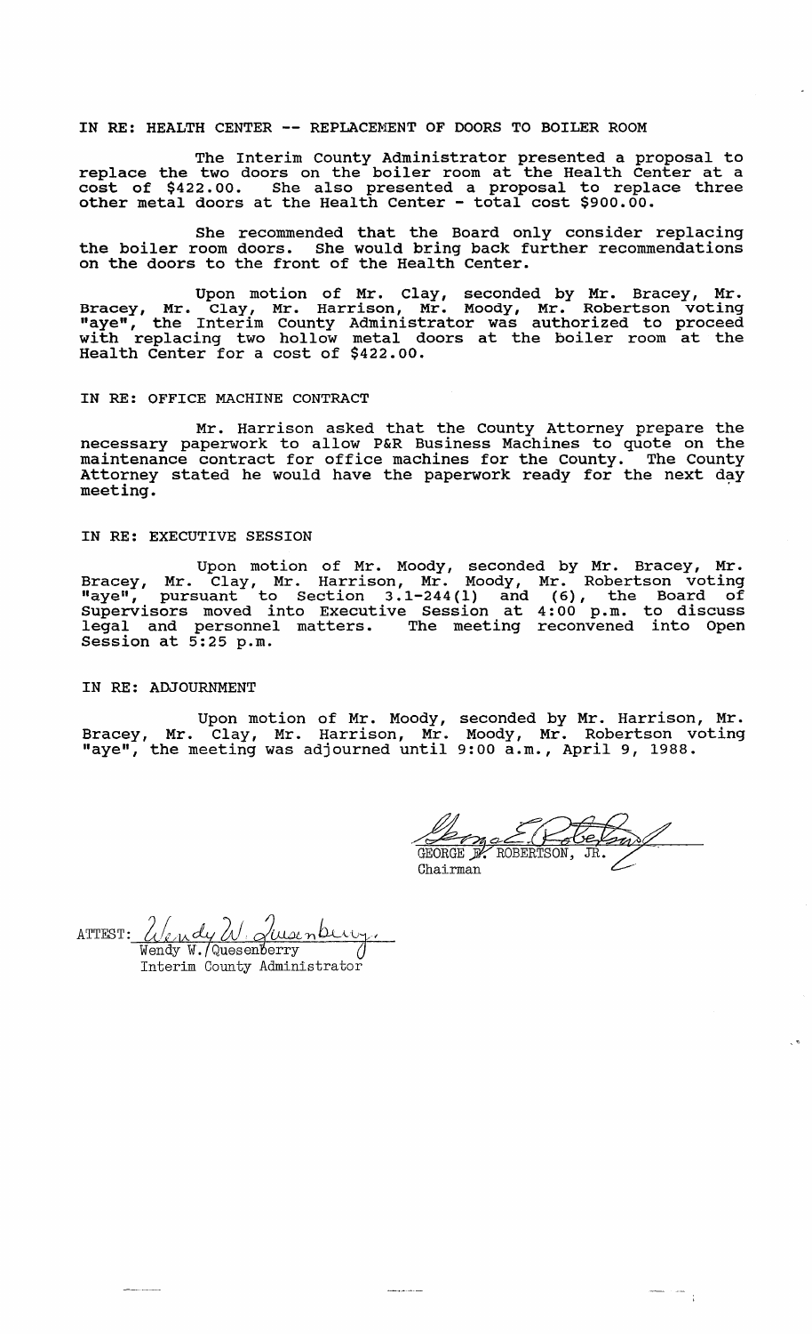IN RE: HEALTH CENTER -- REPLACEMENT OF DOORS TO BOILER ROOM

The Interim County Administrator presented a proposal to replace the two doors on the boiler room at the Health Center at a cost of $422.00. She also presented a proposal to replace three other metal doors at the Health Center - total cost $900.00.

She recommended that the Board only consider replacing the boiler room doors. She would bring back further recommendations on the doors to the front of the Health Center.

Upon motion of Mr. Clay, seconded by Mr. Bracey, Mr. Bracey, Mr. Clay, Mr. Harrison, Mr. Moody, Mr. Robertson voting "aye", the Interim County Administrator was authorized to proceed with replacing two hollow metal doors at the boiler room at the Health Center for a cost of $422.00.

IN RE: OFFICE MACHINE CONTRACT

Mr. Harrison asked that the County Attorney prepare the necessary paperwork to allow P&R Business Machines to quote on the maintenance contract for office machines for the County. The County Attorney stated he would have the paperwork ready for the next day meeting.

IN RE: EXECUTIVE SESSION

Upon motion of Mr. Moody, seconded by Mr. Bracey, Mr. Bracey, Mr. Clay, Mr. Harrison, Mr. Moody, Mr. Robertson voting "aye", pursuant to Section 3.1-244(1) and (6), the Board of Supervisors moved into Executive Session at 4:00 p.m. to discuss legal and personnel matters. The meeting reconvened into Open Session at 5:25 p.m.

IN RE: ADJOURNMENT

Upon motion of Mr. Moody, seconded by Mr. Harrison, Mr. Bracey, Mr. Clay, Mr. Harrison, Mr. Moody, Mr. Robertson voting "aye", the meeting was adjourned until 9:00 a.m., April 9, 1988.

GEORGE E. ROBERTSON, JR.
Chairman

ATTEST: Wendy W. Quesenberry
Interim County Administrator